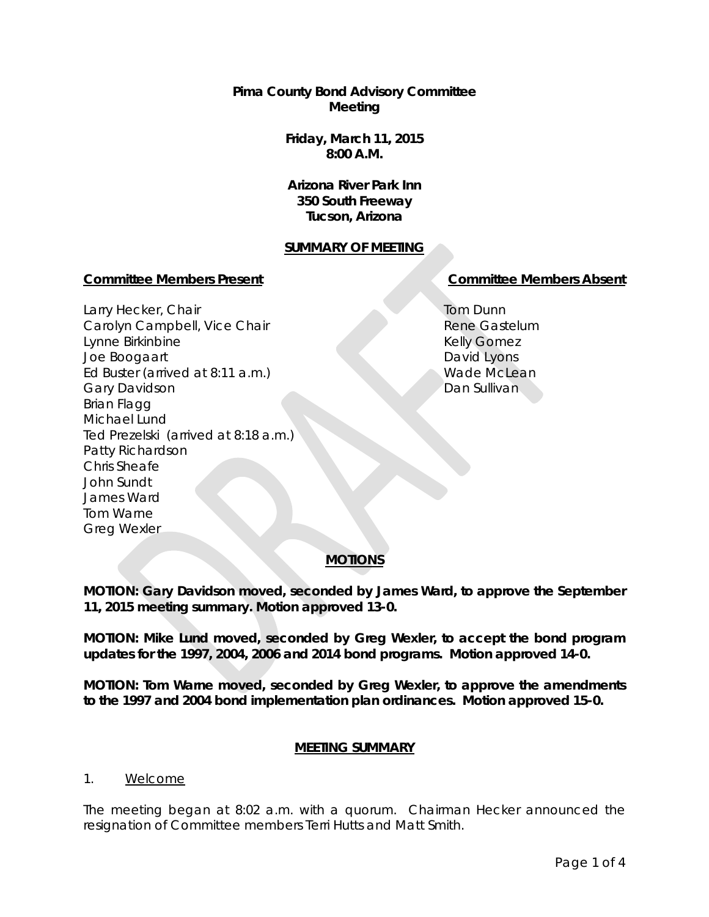**Pima County Bond Advisory Committee**
**Meeting**

**Friday, March 11, 2015**
**8:00 A.M.**

**Arizona River Park Inn**
**350 South Freeway**
**Tucson, Arizona**

**SUMMARY OF MEETING**

**Committee Members Present**

Larry Hecker, Chair
Carolyn Campbell, Vice Chair
Lynne Birkinbine
Joe Boogaart
Ed Buster (arrived at 8:11 a.m.)
Gary Davidson
Brian Flagg
Michael Lund
Ted Prezelski (arrived at 8:18 a.m.)
Patty Richardson
Chris Sheafe
John Sundt
James Ward
Tom Warne
Greg Wexler

**Committee Members Absent**

Tom Dunn
Rene Gastelum
Kelly Gomez
David Lyons
Wade McLean
Dan Sullivan

**MOTIONS**

**MOTION: Gary Davidson moved, seconded by James Ward, to approve the September 11, 2015 meeting summary. Motion approved 13-0.**

**MOTION: Mike Lund moved, seconded by Greg Wexler, to accept the bond program updates for the 1997, 2004, 2006 and 2014 bond programs. Motion approved 14-0.**

**MOTION: Tom Warne moved, seconded by Greg Wexler, to approve the amendments to the 1997 and 2004 bond implementation plan ordinances. Motion approved 15-0.**

**MEETING SUMMARY**

1. Welcome

The meeting began at 8:02 a.m. with a quorum. Chairman Hecker announced the resignation of Committee members Terri Hutts and Matt Smith.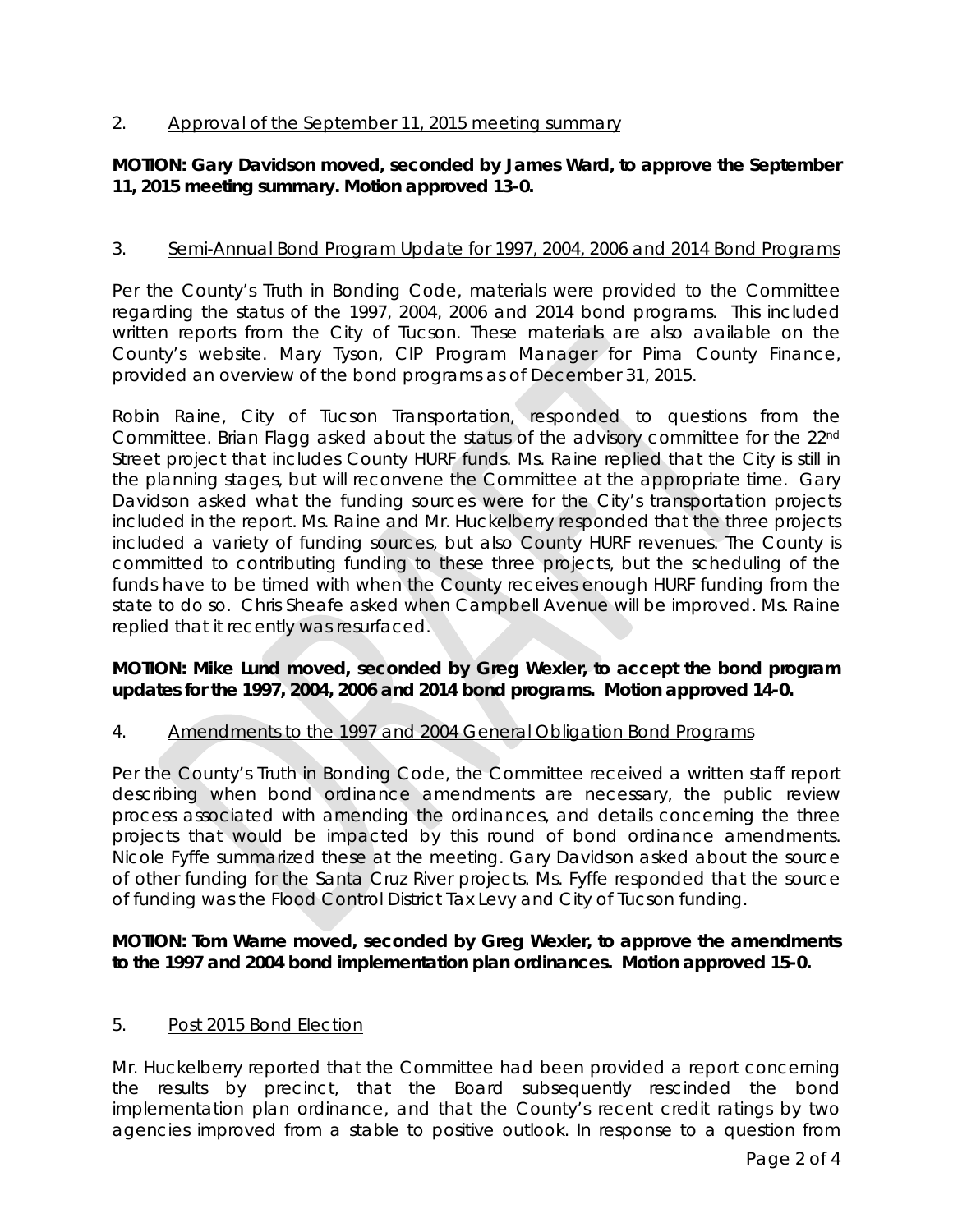2. Approval of the September 11, 2015 meeting summary

**MOTION: Gary Davidson moved, seconded by James Ward, to approve the September 11, 2015 meeting summary. Motion approved 13-0.**

3. Semi-Annual Bond Program Update for 1997, 2004, 2006 and 2014 Bond Programs

Per the County's Truth in Bonding Code, materials were provided to the Committee regarding the status of the 1997, 2004, 2006 and 2014 bond programs. This included written reports from the City of Tucson. These materials are also available on the County's website. Mary Tyson, CIP Program Manager for Pima County Finance, provided an overview of the bond programs as of December 31, 2015.

Robin Raine, City of Tucson Transportation, responded to questions from the Committee. Brian Flagg asked about the status of the advisory committee for the 22nd Street project that includes County HURF funds. Ms. Raine replied that the City is still in the planning stages, but will reconvene the Committee at the appropriate time. Gary Davidson asked what the funding sources were for the City's transportation projects included in the report. Ms. Raine and Mr. Huckelberry responded that the three projects included a variety of funding sources, but also County HURF revenues. The County is committed to contributing funding to these three projects, but the scheduling of the funds have to be timed with when the County receives enough HURF funding from the state to do so. Chris Sheafe asked when Campbell Avenue will be improved. Ms. Raine replied that it recently was resurfaced.

**MOTION: Mike Lund moved, seconded by Greg Wexler, to accept the bond program updates for the 1997, 2004, 2006 and 2014 bond programs. Motion approved 14-0.**

4. Amendments to the 1997 and 2004 General Obligation Bond Programs

Per the County's Truth in Bonding Code, the Committee received a written staff report describing when bond ordinance amendments are necessary, the public review process associated with amending the ordinances, and details concerning the three projects that would be impacted by this round of bond ordinance amendments. Nicole Fyffe summarized these at the meeting. Gary Davidson asked about the source of other funding for the Santa Cruz River projects. Ms. Fyffe responded that the source of funding was the Flood Control District Tax Levy and City of Tucson funding.

**MOTION: Tom Warne moved, seconded by Greg Wexler, to approve the amendments to the 1997 and 2004 bond implementation plan ordinances. Motion approved 15-0.**

5. Post 2015 Bond Election

Mr. Huckelberry reported that the Committee had been provided a report concerning the results by precinct, that the Board subsequently rescinded the bond implementation plan ordinance, and that the County's recent credit ratings by two agencies improved from a stable to positive outlook. In response to a question from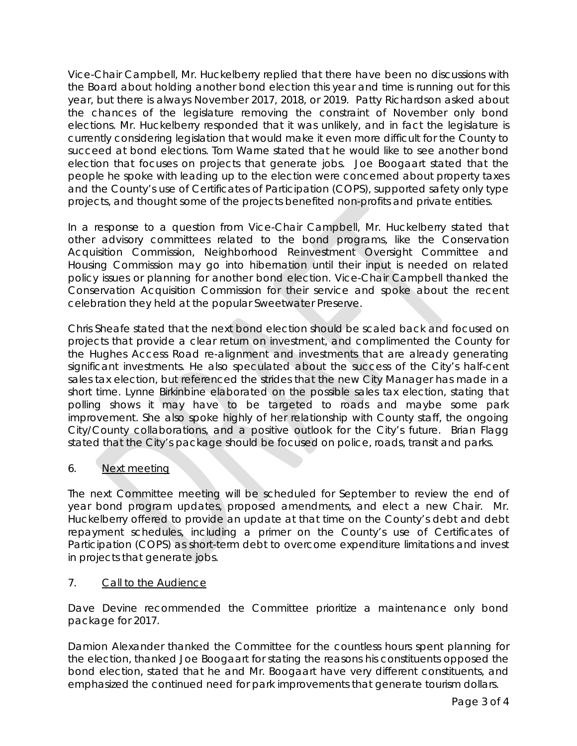Vice-Chair Campbell, Mr. Huckelberry replied that there have been no discussions with the Board about holding another bond election this year and time is running out for this year, but there is always November 2017, 2018, or 2019. Patty Richardson asked about the chances of the legislature removing the constraint of November only bond elections. Mr. Huckelberry responded that it was unlikely, and in fact the legislature is currently considering legislation that would make it even more difficult for the County to succeed at bond elections. Tom Warne stated that he would like to see another bond election that focuses on projects that generate jobs. Joe Boogaart stated that the people he spoke with leading up to the election were concerned about property taxes and the County's use of Certificates of Participation (COPS), supported safety only type projects, and thought some of the projects benefited non-profits and private entities.

In a response to a question from Vice-Chair Campbell, Mr. Huckelberry stated that other advisory committees related to the bond programs, like the Conservation Acquisition Commission, Neighborhood Reinvestment Oversight Committee and Housing Commission may go into hibernation until their input is needed on related policy issues or planning for another bond election. Vice-Chair Campbell thanked the Conservation Acquisition Commission for their service and spoke about the recent celebration they held at the popular Sweetwater Preserve.

Chris Sheafe stated that the next bond election should be scaled back and focused on projects that provide a clear return on investment, and complimented the County for the Hughes Access Road re-alignment and investments that are already generating significant investments. He also speculated about the success of the City's half-cent sales tax election, but referenced the strides that the new City Manager has made in a short time. Lynne Birkinbine elaborated on the possible sales tax election, stating that polling shows it may have to be targeted to roads and maybe some park improvement. She also spoke highly of her relationship with County staff, the ongoing City/County collaborations, and a positive outlook for the City's future. Brian Flagg stated that the City's package should be focused on police, roads, transit and parks.

6. <u>Next meeting</u>

The next Committee meeting will be scheduled for September to review the end of year bond program updates, proposed amendments, and elect a new Chair. Mr. Huckelberry offered to provide an update at that time on the County's debt and debt repayment schedules, including a primer on the County's use of Certificates of Participation (COPS) as short-term debt to overcome expenditure limitations and invest in projects that generate jobs.

7. <u>Call to the Audience</u>

Dave Devine recommended the Committee prioritize a maintenance only bond package for 2017.

Damion Alexander thanked the Committee for the countless hours spent planning for the election, thanked Joe Boogaart for stating the reasons his constituents opposed the bond election, stated that he and Mr. Boogaart have very different constituents, and emphasized the continued need for park improvements that generate tourism dollars.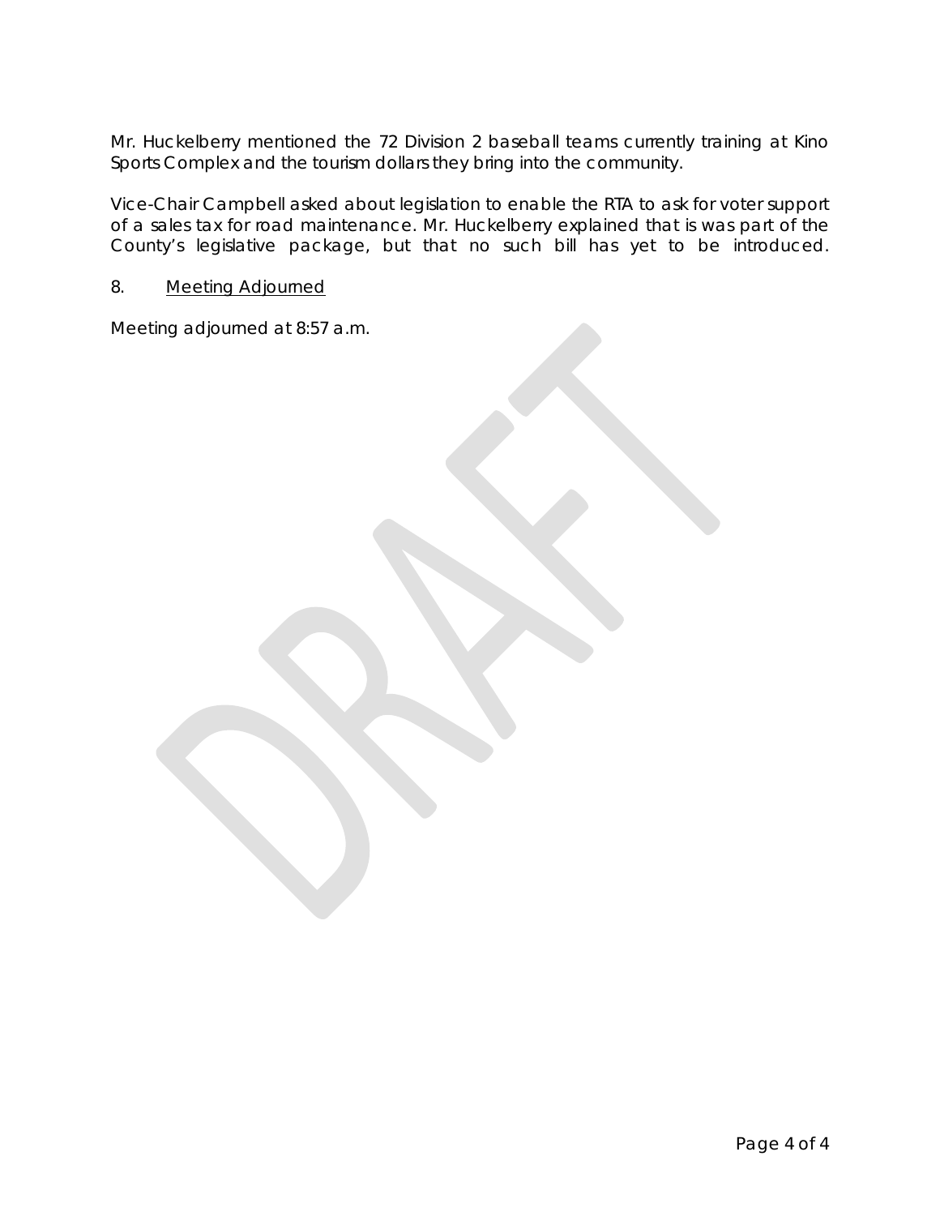Mr. Huckelberry mentioned the 72 Division 2 baseball teams currently training at Kino Sports Complex and the tourism dollars they bring into the community.

Vice-Chair Campbell asked about legislation to enable the RTA to ask for voter support of a sales tax for road maintenance. Mr. Huckelberry explained that is was part of the County's legislative package, but that no such bill has yet to be introduced.

8. <u>Meeting Adjourned</u>

Meeting adjourned at 8:57 a.m.